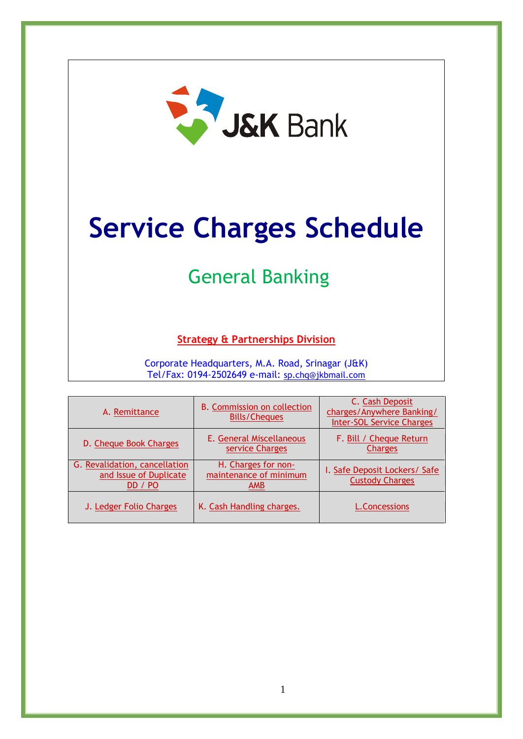J&K Bank

# Service Charges Schedule

## General Banking

**Strategy & Partnerships Division**

Corporate Headquarters, M.A. Road, Srinagar (J&K)
Tel/Fax: 0194-2502649 e-mail: sp.chq@jkbmail.com

| | | |
|---|---|---|
| A. Remittance | B. Commission on collection Bills/Cheques | C. Cash Deposit charges/Anywhere Banking/ Inter-SOL Service Charges |
| D. Cheque Book Charges | E. General Miscellaneous service Charges | F. Bill / Cheque Return Charges |
| G. Revalidation, cancellation and Issue of Duplicate DD / PO | H. Charges for non-maintenance of minimum AMB | I. Safe Deposit Lockers/ Safe Custody Charges |
| J. Ledger Folio Charges | K. Cash Handling charges. | L.Concessions |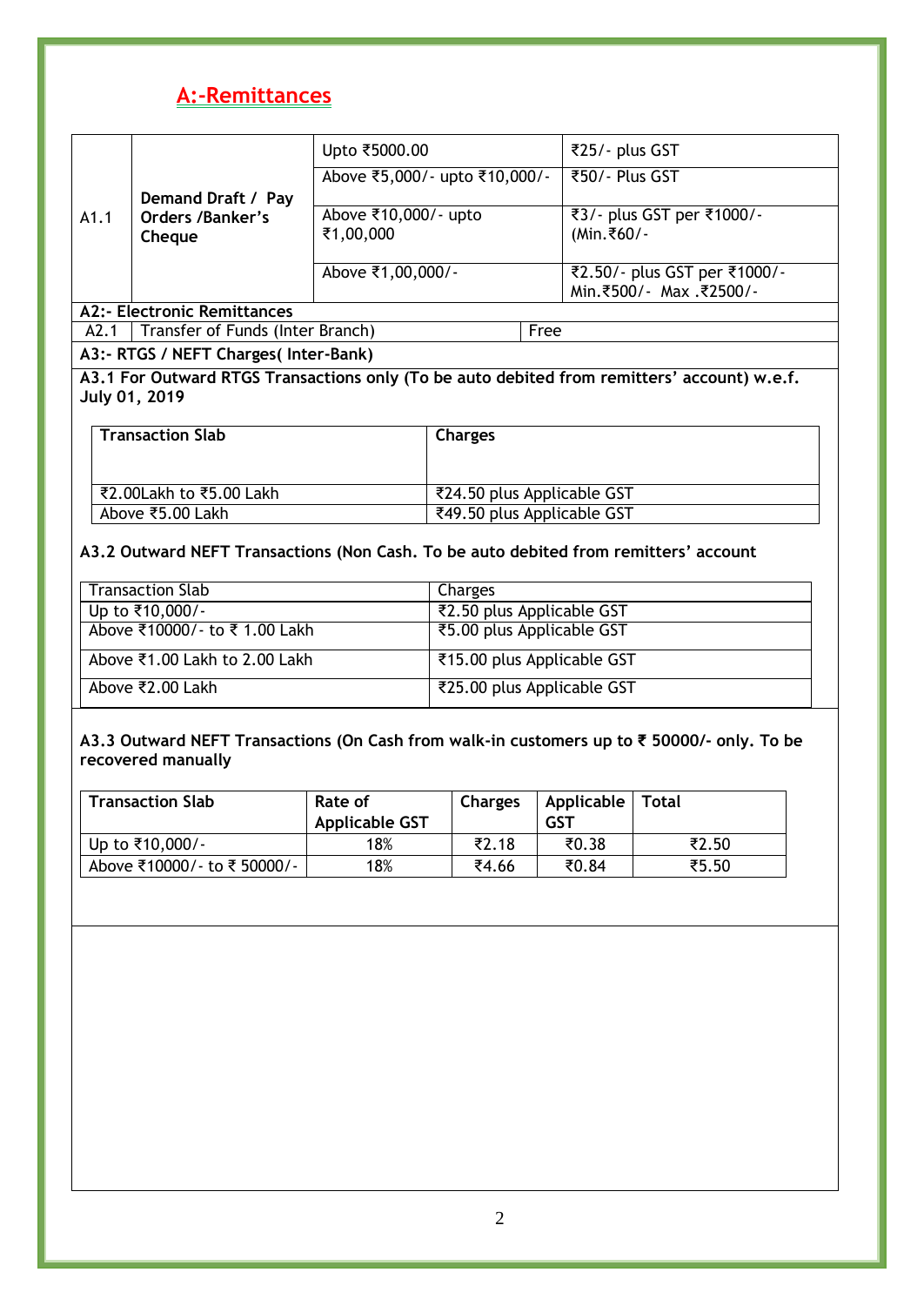## A:-Remittances

| | | | |
|---|---|---|---|
| A1.1 | **Demand Draft / Pay Orders /Banker's Cheque** | Upto ₹5000.00 | ₹25/- plus GST |
| | | Above ₹5,000/- upto ₹10,000/- | ₹50/- Plus GST |
| | | Above ₹10,000/- upto ₹1,00,000 | ₹3/- plus GST per ₹1000/- (Min.₹60/- |
| | | Above ₹1,00,000/- | ₹2.50/- plus GST per ₹1000/- Min.₹500/- Max .₹2500/- |

**A2:- Electronic Remittances**

| | | |
|---|---|---|
| A2.1 | Transfer of Funds (Inter Branch) | Free |

**A3:- RTGS / NEFT Charges( Inter-Bank)**

**A3.1 For Outward RTGS Transactions only (To be auto debited from remitters' account) w.e.f. July 01, 2019**

| **Transaction Slab** | **Charges** |
|---|---|
| ₹2.00Lakh to ₹5.00 Lakh | ₹24.50 plus Applicable GST |
| Above ₹5.00 Lakh | ₹49.50 plus Applicable GST |

**A3.2 Outward NEFT Transactions (Non Cash. To be auto debited from remitters' account**

| Transaction Slab | Charges |
|---|---|
| Up to ₹10,000/- | ₹2.50 plus Applicable GST |
| Above ₹10000/- to ₹ 1.00 Lakh | ₹5.00 plus Applicable GST |
| Above ₹1.00 Lakh to 2.00 Lakh | ₹15.00 plus Applicable GST |
| Above ₹2.00 Lakh | ₹25.00 plus Applicable GST |

**A3.3 Outward NEFT Transactions (On Cash from walk-in customers up to ₹ 50000/- only. To be recovered manually**

| **Transaction Slab** | **Rate of Applicable GST** | **Charges** | **Applicable GST** | **Total** |
|---|---|---|---|---|
| Up to ₹10,000/- | 18% | ₹2.18 | ₹0.38 | ₹2.50 |
| Above ₹10000/- to ₹ 50000/- | 18% | ₹4.66 | ₹0.84 | ₹5.50 |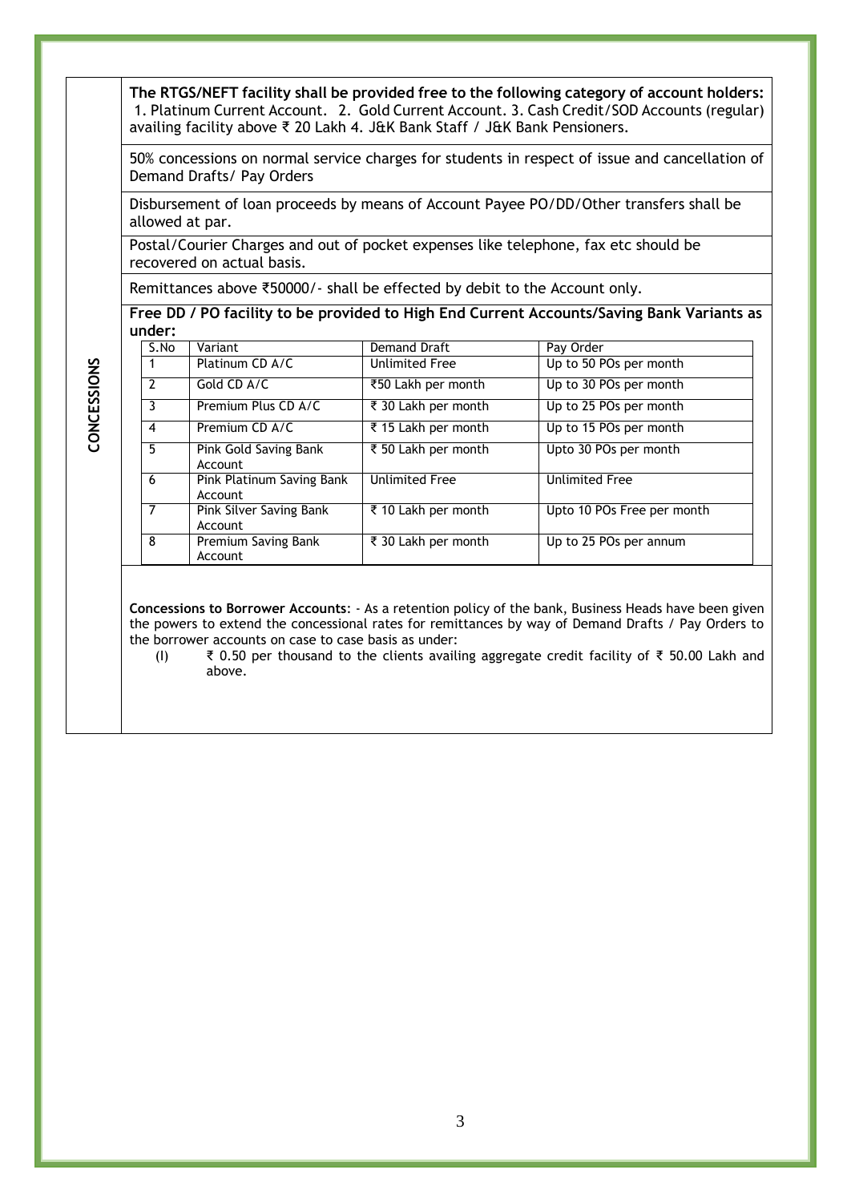## CONCESSIONS

**The RTGS/NEFT facility shall be provided free to the following category of account holders:** 1. Platinum Current Account. 2. Gold Current Account. 3. Cash Credit/SOD Accounts (regular) availing facility above ₹ 20 Lakh 4. J&K Bank Staff / J&K Bank Pensioners.

50% concessions on normal service charges for students in respect of issue and cancellation of Demand Drafts/ Pay Orders

Disbursement of loan proceeds by means of Account Payee PO/DD/Other transfers shall be allowed at par.

Postal/Courier Charges and out of pocket expenses like telephone, fax etc should be recovered on actual basis.

Remittances above ₹50000/- shall be effected by debit to the Account only.

**Free DD / PO facility to be provided to High End Current Accounts/Saving Bank Variants as under:**

| S.No | Variant | Demand Draft | Pay Order |
|---|---|---|---|
| 1 | Platinum CD A/C | Unlimited Free | Up to 50 POs per month |
| 2 | Gold CD A/C | ₹50 Lakh per month | Up to 30 POs per month |
| 3 | Premium Plus CD A/C | ₹ 30 Lakh per month | Up to 25 POs per month |
| 4 | Premium CD A/C | ₹ 15 Lakh per month | Up to 15 POs per month |
| 5 | Pink Gold Saving Bank Account | ₹ 50 Lakh per month | Upto 30 POs per month |
| 6 | Pink Platinum Saving Bank Account | Unlimited Free | Unlimited Free |
| 7 | Pink Silver Saving Bank Account | ₹ 10 Lakh per month | Upto 10 POs Free per month |
| 8 | Premium Saving Bank Account | ₹ 30 Lakh per month | Up to 25 POs per annum |

**Concessions to Borrower Accounts**: - As a retention policy of the bank, Business Heads have been given the powers to extend the concessional rates for remittances by way of Demand Drafts / Pay Orders to the borrower accounts on case to case basis as under:

(I) ₹ 0.50 per thousand to the clients availing aggregate credit facility of ₹ 50.00 Lakh and above.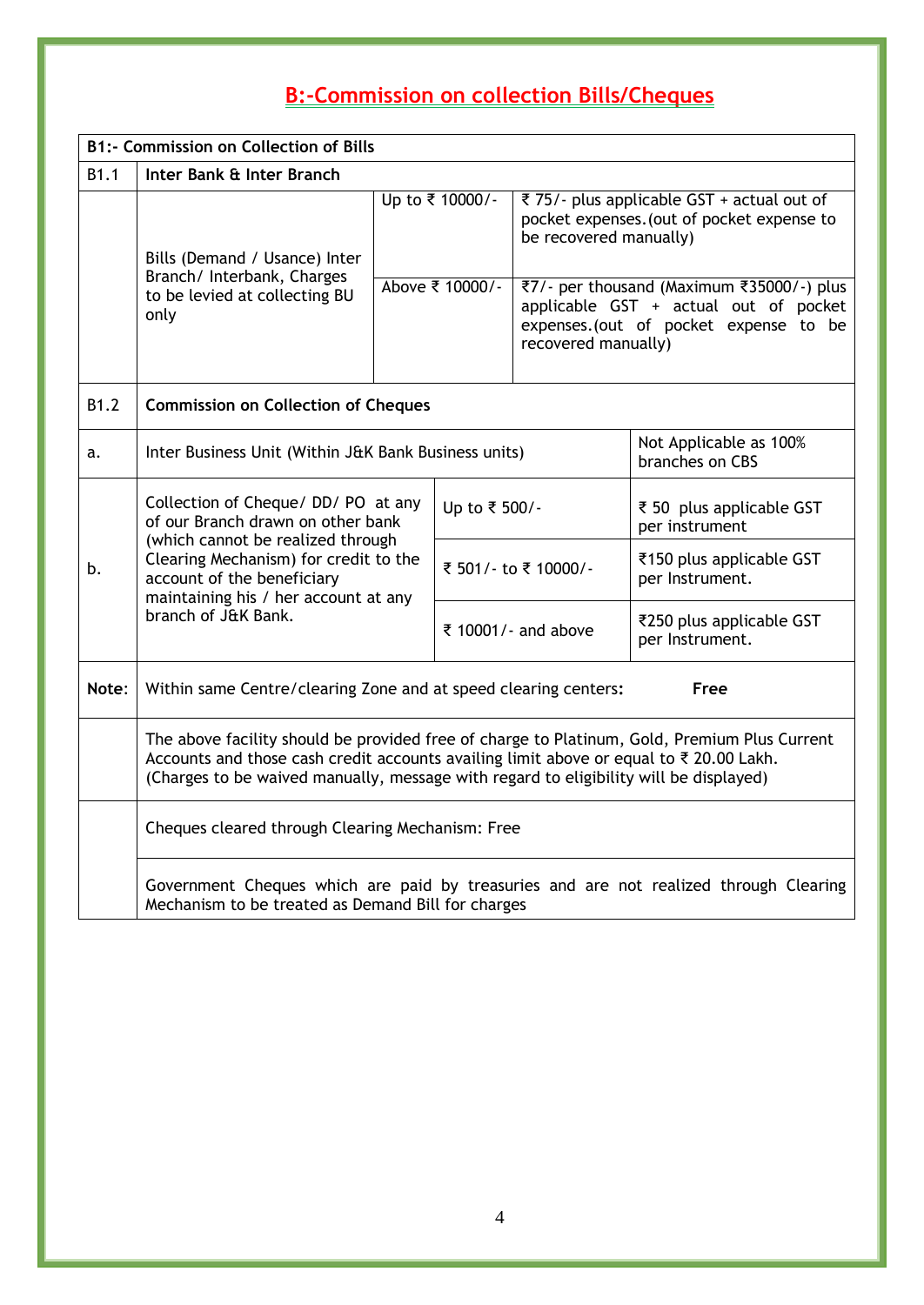## B:-Commission on collection Bills/Cheques

| B1:- Commission on Collection of Bills | | | |
|---|---|---|---|
| B1.1 | **Inter Bank & Inter Branch** | | |
| | Bills (Demand / Usance) Inter Branch/ Interbank, Charges to be levied at collecting BU only | Up to ₹ 10000/- | ₹ 75/- plus applicable GST + actual out of pocket expenses.(out of pocket expense to be recovered manually) |
| | | Above ₹ 10000/- | ₹7/- per thousand (Maximum ₹35000/-) plus applicable GST + actual out of pocket expenses.(out of pocket expense to be recovered manually) |
| B1.2 | **Commission on Collection of Cheques** | | |
| a. | Inter Business Unit (Within J&K Bank Business units) | | Not Applicable as 100% branches on CBS |
| b. | Collection of Cheque/ DD/ PO at any of our Branch drawn on other bank (which cannot be realized through Clearing Mechanism) for credit to the account of the beneficiary maintaining his / her account at any branch of J&K Bank. | Up to ₹ 500/- | ₹ 50 plus applicable GST per instrument |
| | | ₹ 501/- to ₹ 10000/- | ₹150 plus applicable GST per Instrument. |
| | | ₹ 10001/- and above | ₹250 plus applicable GST per Instrument. |
| **Note:** | Within same Centre/clearing Zone and at speed clearing centers: **Free** | | |
| | The above facility should be provided free of charge to Platinum, Gold, Premium Plus Current Accounts and those cash credit accounts availing limit above or equal to ₹ 20.00 Lakh. (Charges to be waived manually, message with regard to eligibility will be displayed) | | |
| | Cheques cleared through Clearing Mechanism: Free | | |
| | Government Cheques which are paid by treasuries and are not realized through Clearing Mechanism to be treated as Demand Bill for charges | | |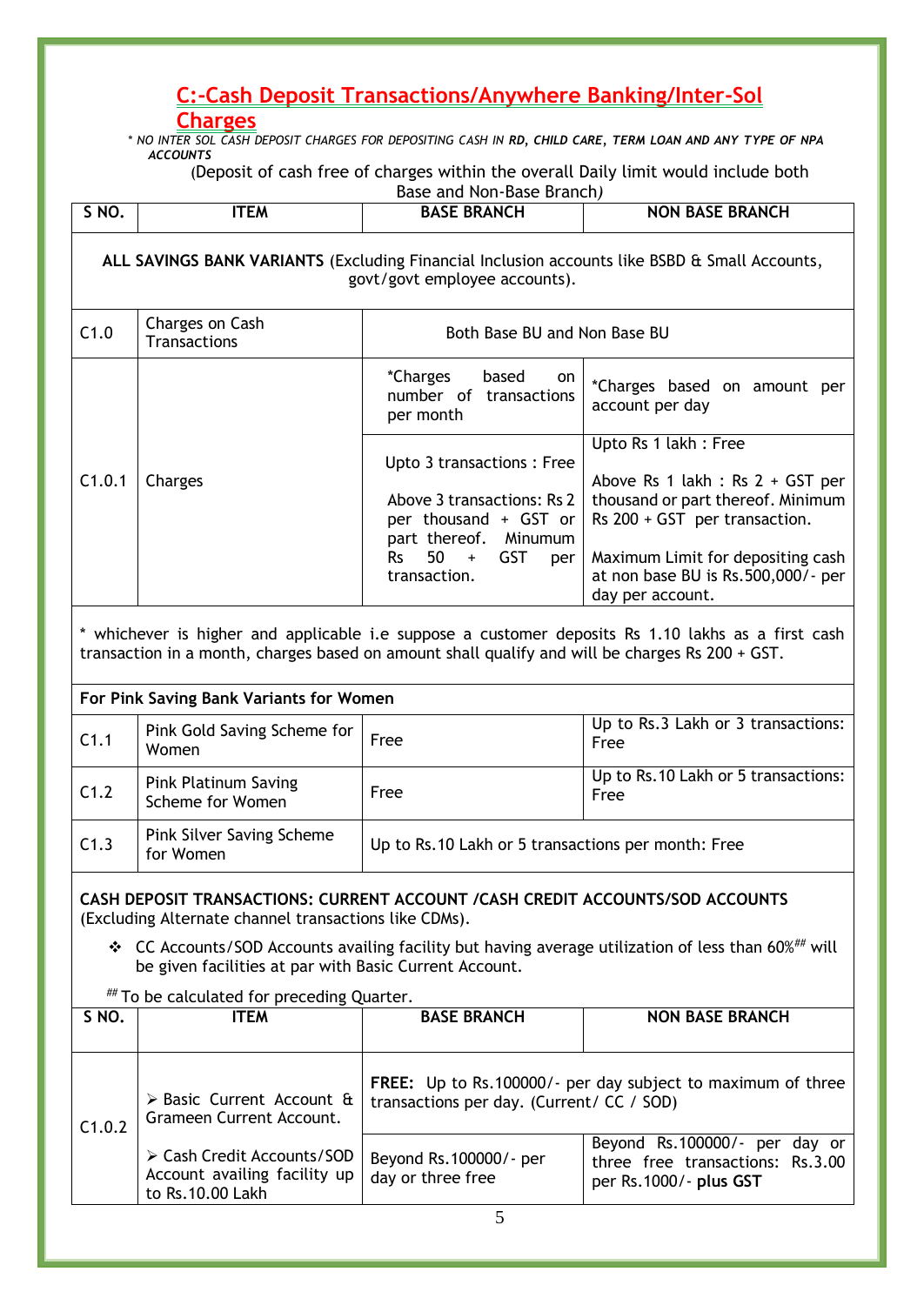## C:-Cash Deposit Transactions/Anywhere Banking/Inter-Sol Charges

*\* NO INTER SOL CASH DEPOSIT CHARGES FOR DEPOSITING CASH IN **RD, CHILD CARE, TERM LOAN AND ANY TYPE OF NPA** ACCOUNTS*

(Deposit of cash free of charges within the overall Daily limit would include both Base and Non-Base Branch)

| S NO. | ITEM | BASE BRANCH | NON BASE BRANCH |
|---|---|---|---|
| **ALL SAVINGS BANK VARIANTS** (Excluding Financial Inclusion accounts like BSBD & Small Accounts, govt/govt employee accounts). | | | |
| C1.0 | Charges on Cash Transactions | Both Base BU and Non Base BU | |
| C1.0.1 | Charges | *Charges based on number of transactions per month | *Charges based on amount per account per day |
| | | Upto 3 transactions : Free<br><br>Above 3 transactions: Rs 2 per thousand + GST or part thereof. Minumum Rs 50 + GST per transaction. | Upto Rs 1 lakh : Free<br><br>Above Rs 1 lakh : Rs 2 + GST per thousand or part thereof. Minimum Rs 200 + GST per transaction.<br><br>Maximum Limit for depositing cash at non base BU is Rs.500,000/- per day per account. |
| * whichever is higher and applicable i.e suppose a customer deposits Rs 1.10 lakhs as a first cash transaction in a month, charges based on amount shall qualify and will be charges Rs 200 + GST. | | | |
| **For Pink Saving Bank Variants for Women** | | | |
| C1.1 | Pink Gold Saving Scheme for Women | Free | Up to Rs.3 Lakh or 3 transactions: Free |
| C1.2 | Pink Platinum Saving Scheme for Women | Free | Up to Rs.10 Lakh or 5 transactions: Free |
| C1.3 | Pink Silver Saving Scheme for Women | Up to Rs.10 Lakh or 5 transactions per month: Free | |

**CASH DEPOSIT TRANSACTIONS: CURRENT ACCOUNT /CASH CREDIT ACCOUNTS/SOD ACCOUNTS** (Excluding Alternate channel transactions like CDMs).

- CC Accounts/SOD Accounts availing facility but having average utilization of less than 60%[##] will be given facilities at par with Basic Current Account.

[##] To be calculated for preceding Quarter.

| S NO. | ITEM | BASE BRANCH | NON BASE BRANCH |
|---|---|---|---|
| C1.0.2 | ➢ Basic Current Account & Grameen Current Account.<br><br>➢ Cash Credit Accounts/SOD Account availing facility up to Rs.10.00 Lakh | **FREE:** Up to Rs.100000/- per day subject to maximum of three transactions per day. (Current/ CC / SOD) | |
| | | Beyond Rs.100000/- per day or three free | Beyond Rs.100000/- per day or three free transactions: Rs.3.00 per Rs.1000/- **plus GST** |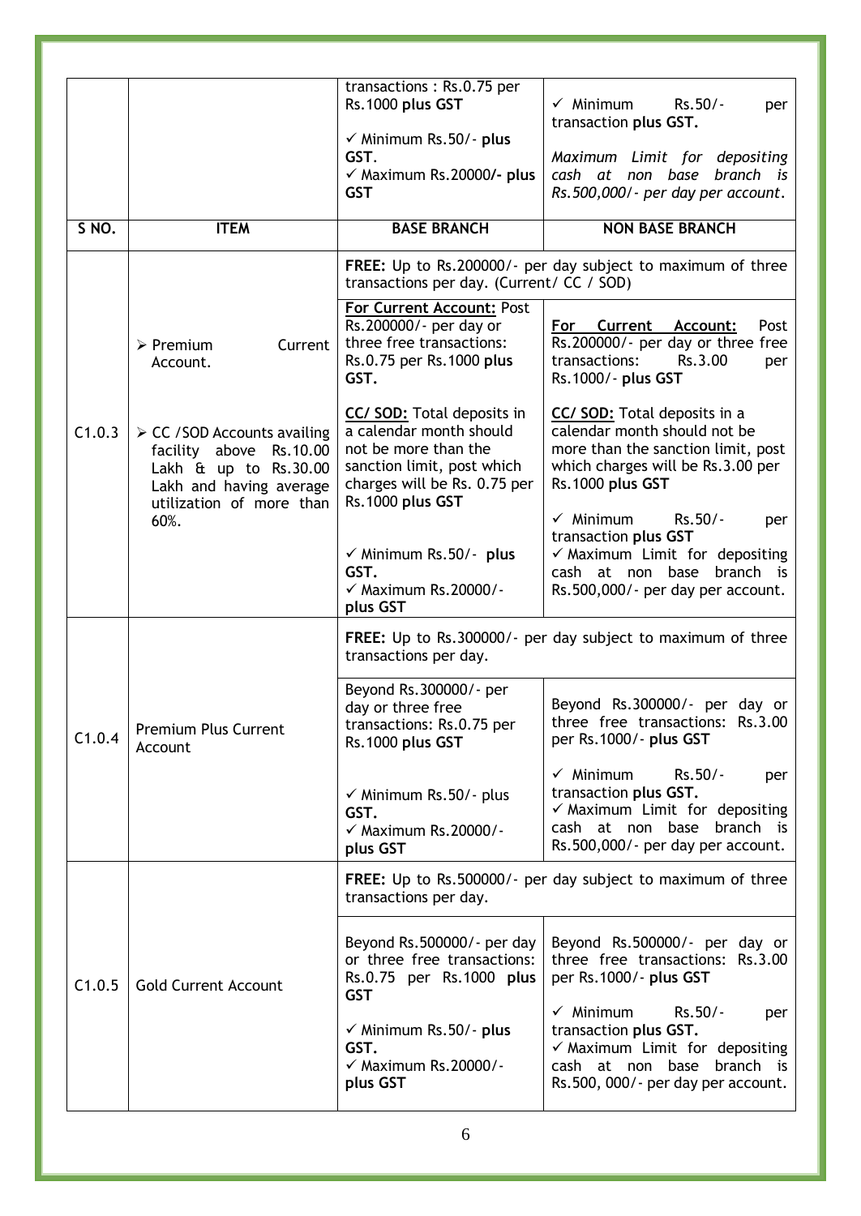| S NO. | ITEM | BASE BRANCH | NON BASE BRANCH |
|---|---|---|---|
| | | transactions : Rs.0.75 per Rs.1000 **plus GST**<br><br>✓ Minimum Rs.50/- **plus** GST.<br>✓ Maximum Rs.20000/**- plus GST** | ✓ Minimum Rs.50/- per transaction **plus GST.**<br><br>*Maximum Limit for depositing cash at non base branch is Rs.500,000/- per day per account.* |
| C1.0.3 | ➢ Premium Current Account.<br><br>➢ CC /SOD Accounts availing facility above Rs.10.00 Lakh & up to Rs.30.00 Lakh and having average utilization of more than 60%. | **FREE:** Up to Rs.200000/- per day subject to maximum of three transactions per day. (Current/ CC / SOD) | |
| | | **For Current Account:** Post Rs.200000/- per day or three free transactions: Rs.0.75 per Rs.1000 **plus GST.**<br><br>**CC/ SOD:** Total deposits in a calendar month should not be more than the sanction limit, post which charges will be Rs. 0.75 per Rs.1000 **plus GST**<br><br>✓ Minimum Rs.50/- **plus GST.**<br>✓ Maximum Rs.20000/- **plus GST** | **For Current Account:** Post Rs.200000/- per day or three free transactions: Rs.3.00 per Rs.1000/- **plus GST**<br><br>**CC/ SOD:** Total deposits in a calendar month should not be more than the sanction limit, post which charges will be Rs.3.00 per Rs.1000 **plus GST**<br><br>✓ Minimum Rs.50/- per transaction **plus GST**<br>✓ Maximum Limit for depositing cash at non base branch is Rs.500,000/- per day per account. |
| C1.0.4 | Premium Plus Current Account | **FREE:** Up to Rs.300000/- per day subject to maximum of three transactions per day. | |
| | | Beyond Rs.300000/- per day or three free transactions: Rs.0.75 per Rs.1000 **plus GST**<br><br>✓ Minimum Rs.50/- plus **GST.**<br>✓ Maximum Rs.20000/- **plus GST** | Beyond Rs.300000/- per day or three free transactions: Rs.3.00 per Rs.1000/- **plus GST**<br><br>✓ Minimum Rs.50/- per transaction **plus GST.**<br>✓ Maximum Limit for depositing cash at non base branch is Rs.500,000/- per day per account. |
| C1.0.5 | Gold Current Account | **FREE:** Up to Rs.500000/- per day subject to maximum of three transactions per day. | |
| | | Beyond Rs.500000/- per day or three free transactions: Rs.0.75 per Rs.1000 **plus GST**<br><br>✓ Minimum Rs.50/- **plus GST.**<br>✓ Maximum Rs.20000/- **plus GST** | Beyond Rs.500000/- per day or three free transactions: Rs.3.00 per Rs.1000/- **plus GST**<br><br>✓ Minimum Rs.50/- per transaction **plus GST.**<br>✓ Maximum Limit for depositing cash at non base branch is Rs.500, 000/- per day per account. |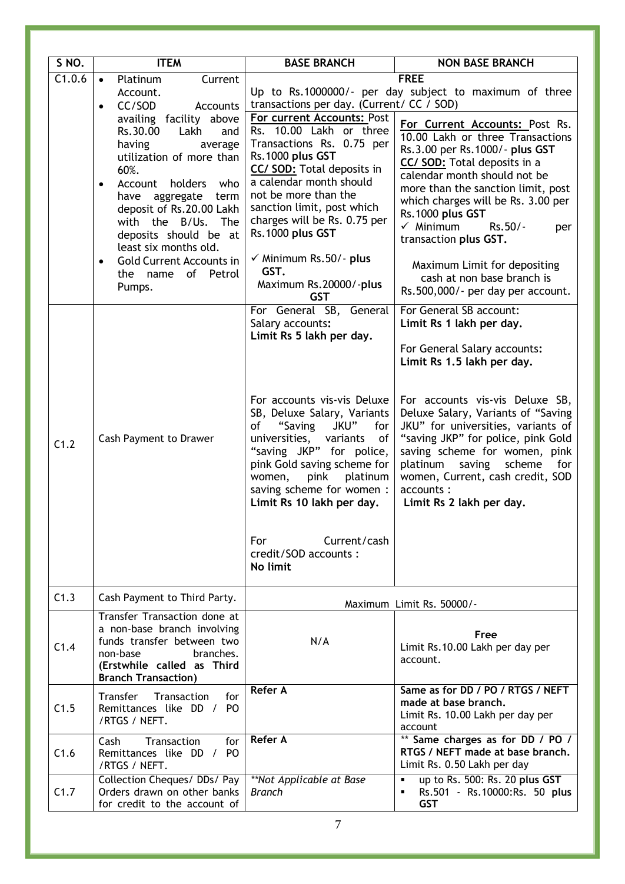| S NO. | ITEM | BASE BRANCH | NON BASE BRANCH |
|---|---|---|---|
| C1.0.6 | • Platinum Current Account.<br>• CC/SOD Accounts availing facility above Rs.30.00 Lakh and having average utilization of more than 60%.<br>• Account holders who have aggregate term deposit of Rs.20.00 Lakh with the B/Us. The deposits should be at least six months old.<br>• Gold Current Accounts in the name of Petrol Pumps. | **FREE**<br>Up to Rs.1000000/- per day subject to maximum of three transactions per day. (Current/ CC / SOD)<br><br>**<u>For current Accounts:</u>** Post Rs. 10.00 Lakh or three Transactions Rs. 0.75 per Rs.1000 **plus GST**<br>**<u>CC/ SOD:</u>** Total deposits in a calendar month should not be more than the sanction limit, post which charges will be Rs. 0.75 per Rs.1000 **plus GST**<br><br>✓ Minimum Rs.50/- **plus GST.**<br>Maximum Rs.20000/-**plus GST** | **<u>For Current Accounts:</u>** Post Rs. 10.00 Lakh or three Transactions Rs.3.00 per Rs.1000/- **plus GST**<br>**<u>CC/ SOD:</u>** Total deposits in a calendar month should not be more than the sanction limit, post which charges will be Rs. 3.00 per Rs.1000 **plus GST**<br>✓ Minimum Rs.50/- per transaction **plus GST.**<br><br>Maximum Limit for depositing cash at non base branch is Rs.500,000/- per day per account. |
| C1.2 | Cash Payment to Drawer | For General SB, General Salary accounts:<br>**Limit Rs 5 lakh per day.**<br><br>For accounts vis-vis Deluxe SB, Deluxe Salary, Variants of "Saving JKU" for universities, variants of "saving JKP" for police, pink Gold saving scheme for women, pink platinum saving scheme for women : **Limit Rs 10 lakh per day.**<br><br>For Current/cash credit/SOD accounts : **No limit** | For General SB account: **Limit Rs 1 lakh per day.**<br><br>For General Salary accounts: **Limit Rs 1.5 lakh per day.**<br><br>For accounts vis-vis Deluxe SB, Deluxe Salary, Variants of "Saving JKU" for universities, variants of "saving JKP" for police, pink Gold saving scheme for women, pink platinum saving scheme for women, Current, cash credit, SOD accounts :<br>**Limit Rs 2 lakh per day.** |
| C1.3 | Cash Payment to Third Party. | Maximum Limit Rs. 50000/- | |
| C1.4 | Transfer Transaction done at a non-base branch involving funds transfer between two non-base branches. **(Erstwhile called as Third Branch Transaction)** | N/A | **Free**<br>Limit Rs.10.00 Lakh per day per account. |
| C1.5 | Transfer Transaction for Remittances like DD / PO /RTGS / NEFT. | **Refer A** | **Same as for DD / PO / RTGS / NEFT made at base branch.**<br>Limit Rs. 10.00 Lakh per day per account |
| C1.6 | Cash Transaction for Remittances like DD / PO /RTGS / NEFT. | **Refer A** | ** **Same charges as for DD / PO / RTGS / NEFT made at base branch.**<br>Limit Rs. 0.50 Lakh per day |
| C1.7 | Collection Cheques/ DDs/ Pay Orders drawn on other banks for credit to the account of | *\*\*Not Applicable at Base Branch* | ▪ up to Rs. 500: Rs. 20 **plus GST**<br>▪ Rs.501 - Rs.10000:Rs. 50 **plus GST** |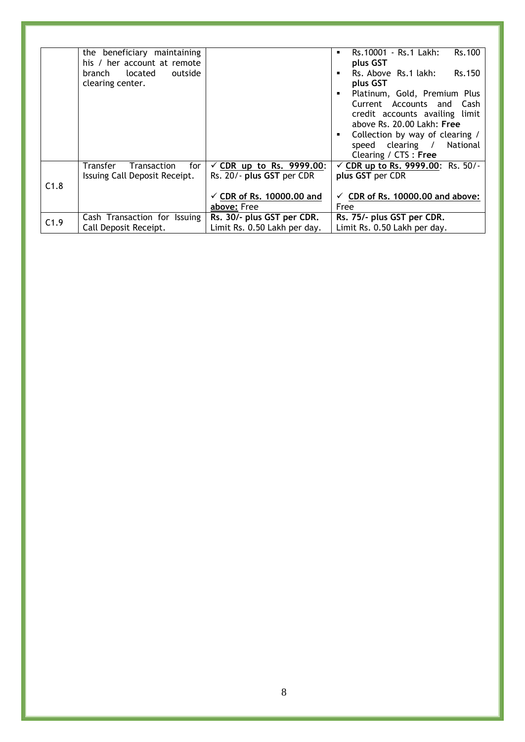| | | | |
|---|---|---|---|
| | the beneficiary maintaining his / her account at remote branch located outside clearing center. | | ▪ Rs.10001 - Rs.1 Lakh: Rs.100 **plus GST**<br>▪ Rs. Above Rs.1 lakh: Rs.150 **plus GST**<br>▪ Platinum, Gold, Premium Plus Current Accounts and Cash credit accounts availing limit above Rs. 20.00 Lakh: **Free**<br>▪ Collection by way of clearing / speed clearing / National Clearing / CTS : **Free** |
| C1.8 | Transfer Transaction for Issuing Call Deposit Receipt. | ✓ **CDR up to Rs. 9999.00**: Rs. 20/- **plus GST** per CDR<br><br>✓ **CDR of Rs. 10000.00 and above:** Free | ✓ **CDR up to Rs. 9999.00**: Rs. 50/- **plus GST** per CDR<br><br>✓ **CDR of Rs. 10000.00 and above:** Free |
| C1.9 | Cash Transaction for Issuing Call Deposit Receipt. | **Rs. 30/- plus GST per CDR.** Limit Rs. 0.50 Lakh per day. | **Rs. 75/- plus GST per CDR.** Limit Rs. 0.50 Lakh per day. |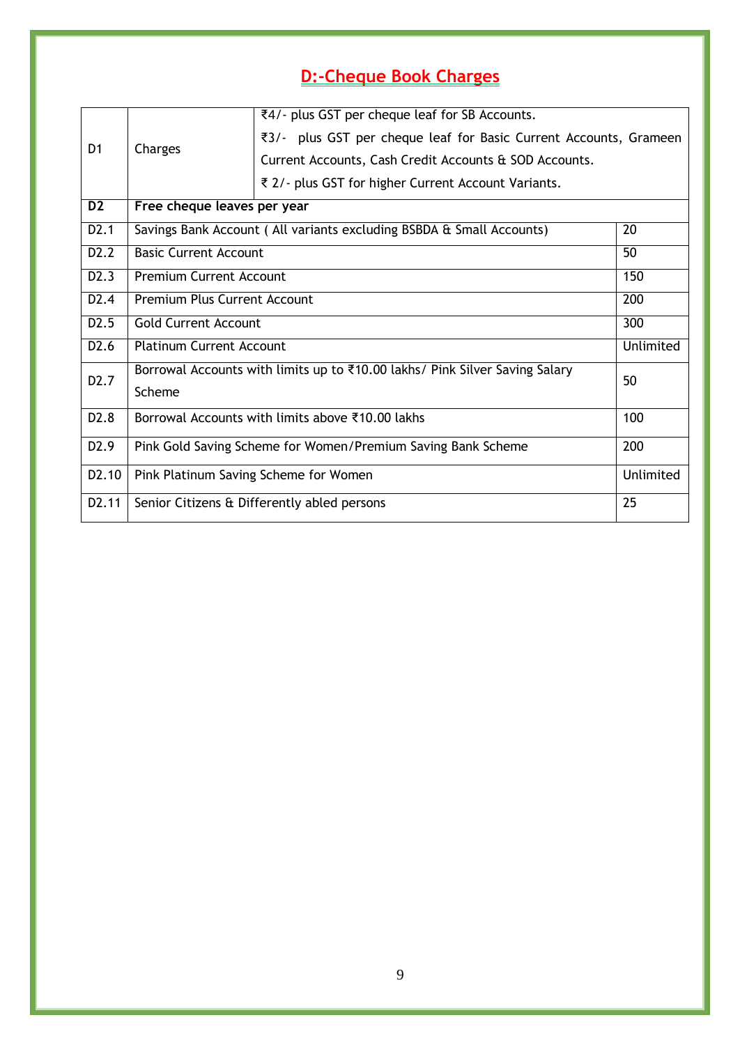## D:-Cheque Book Charges

| | | | |
|---|---|---|---|
| D1 | Charges | ₹4/- plus GST per cheque leaf for SB Accounts.<br>₹3/- plus GST per cheque leaf for Basic Current Accounts, Grameen Current Accounts, Cash Credit Accounts & SOD Accounts.<br>₹ 2/- plus GST for higher Current Account Variants. | |
| **D2** | **Free cheque leaves per year** | | |
| D2.1 | Savings Bank Account ( All variants excluding BSBDA & Small Accounts) | | 20 |
| D2.2 | Basic Current Account | | 50 |
| D2.3 | Premium Current Account | | 150 |
| D2.4 | Premium Plus Current Account | | 200 |
| D2.5 | Gold Current Account | | 300 |
| D2.6 | Platinum Current Account | | Unlimited |
| D2.7 | Borrowal Accounts with limits up to ₹10.00 lakhs/ Pink Silver Saving Salary Scheme | | 50 |
| D2.8 | Borrowal Accounts with limits above ₹10.00 lakhs | | 100 |
| D2.9 | Pink Gold Saving Scheme for Women/Premium Saving Bank Scheme | | 200 |
| D2.10 | Pink Platinum Saving Scheme for Women | | Unlimited |
| D2.11 | Senior Citizens & Differently abled persons | | 25 |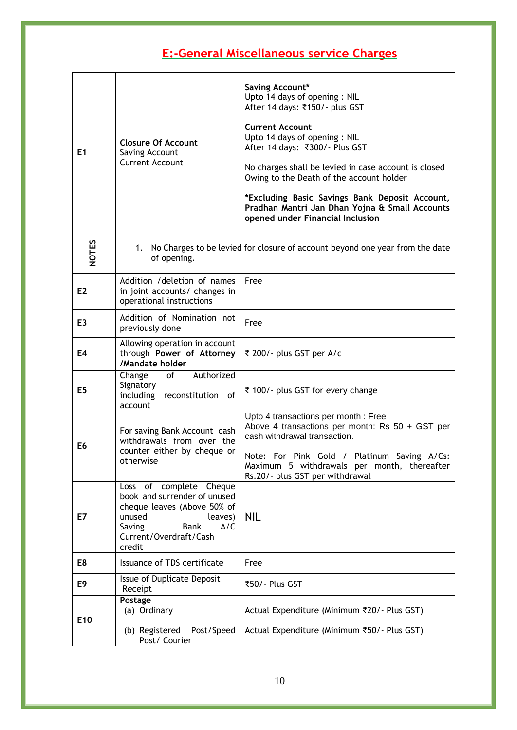# E:-General Miscellaneous service Charges

| | | |
|---|---|---|
| E1 | **Closure Of Account**<br>Saving Account<br>Current Account | **Saving Account***<br>Upto 14 days of opening : NIL<br>After 14 days: ₹150/- plus GST<br><br>**Current Account**<br>Upto 14 days of opening : NIL<br>After 14 days: ₹300/- Plus GST<br><br>No charges shall be levied in case account is closed Owing to the Death of the account holder<br><br>***Excluding Basic Savings Bank Deposit Account, Pradhan Mantri Jan Dhan Yojna & Small Accounts opened under Financial Inclusion** |
| **NOTES** | 1. No Charges to be levied for closure of account beyond one year from the date of opening. | |
| E2 | Addition /deletion of names in joint accounts/ changes in operational instructions | Free |
| E3 | Addition of Nomination not previously done | Free |
| E4 | Allowing operation in account through **Power of Attorney /Mandate holder** | ₹ 200/- plus GST per A/c |
| E5 | Change of Authorized Signatory including reconstitution of account | ₹ 100/- plus GST for every change |
| E6 | For saving Bank Account cash withdrawals from over the counter either by cheque or otherwise | Upto 4 transactions per month : Free<br>Above 4 transactions per month: Rs 50 + GST per cash withdrawal transaction.<br><br>Note: For Pink Gold / Platinum Saving A/Cs: Maximum 5 withdrawals per month, thereafter Rs.20/- plus GST per withdrawal |
| E7 | Loss of complete Cheque book and surrender of unused cheque leaves (Above 50% of unused leaves) Saving Bank A/C Current/Overdraft/Cash credit | NIL |
| E8 | Issuance of TDS certificate | Free |
| E9 | Issue of Duplicate Deposit Receipt | ₹50/- Plus GST |
| E10 | **Postage**<br>(a) Ordinary<br><br>(b) Registered Post/Speed Post/ Courier | <br>Actual Expenditure (Minimum ₹20/- Plus GST)<br><br>Actual Expenditure (Minimum ₹50/- Plus GST) |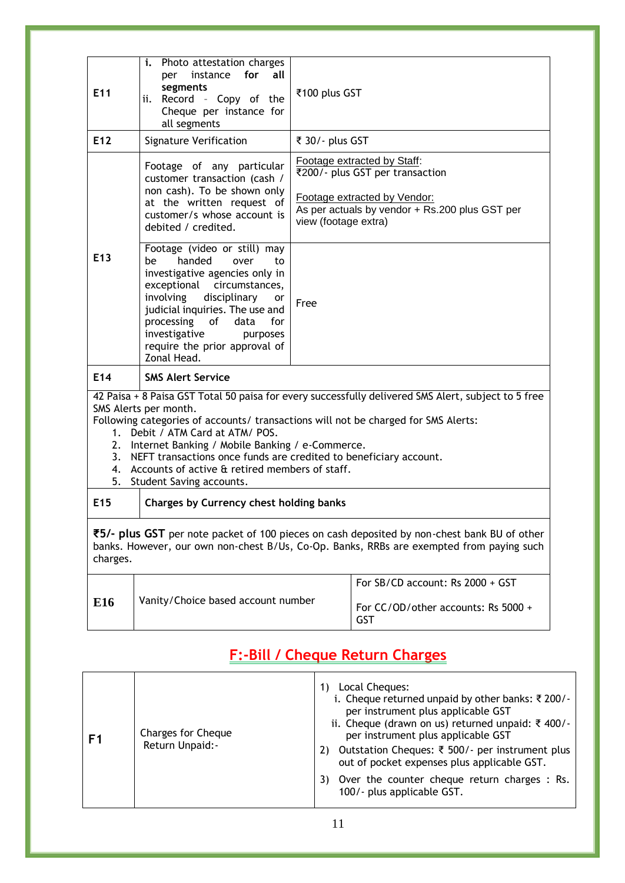| | | |
|---|---|---|
| **E11** | i. Photo attestation charges per instance **for all segments**<br>ii. Record – Copy of the Cheque per instance for all segments | ₹100 plus GST |
| **E12** | Signature Verification | ₹ 30/- plus GST |
| **E13** | Footage of any particular customer transaction (cash / non cash). To be shown only at the written request of customer/s whose account is debited / credited. | Footage extracted by Staff:<br>₹200/- plus GST per transaction<br><br>Footage extracted by Vendor:<br>As per actuals by vendor + Rs.200 plus GST per view (footage extra) |
| | Footage (video or still) may be handed over to investigative agencies only in exceptional circumstances, involving disciplinary or judicial inquiries. The use and processing of data for investigative purposes require the prior approval of Zonal Head. | Free |
| **E14** | **SMS Alert Service** | |

42 Paisa + 8 Paisa GST Total 50 paisa for every successfully delivered SMS Alert, subject to 5 free SMS Alerts per month.
Following categories of accounts/ transactions will not be charged for SMS Alerts:

1. Debit / ATM Card at ATM/ POS.
2. Internet Banking / Mobile Banking / e-Commerce.
3. NEFT transactions once funds are credited to beneficiary account.
4. Accounts of active & retired members of staff.
5. Student Saving accounts.

| | | |
|---|---|---|
| **E15** | **Charges by Currency chest holding banks** | |

**₹5/- plus GST** per note packet of 100 pieces on cash deposited by non-chest bank BU of other banks. However, our own non-chest B/Us, Co-Op. Banks, RRBs are exempted from paying such charges.

| | | |
|---|---|---|
| **E16** | Vanity/Choice based account number | For SB/CD account: Rs 2000 + GST<br><br>For CC/OD/other accounts: Rs 5000 + GST |

## F:-Bill / Cheque Return Charges

| | | |
|---|---|---|
| **F1** | Charges for Cheque Return Unpaid:- | 1) Local Cheques:<br>i. Cheque returned unpaid by other banks: ₹ 200/- per instrument plus applicable GST<br>ii. Cheque (drawn on us) returned unpaid: ₹ 400/- per instrument plus applicable GST<br>2) Outstation Cheques: ₹ 500/- per instrument plus out of pocket expenses plus applicable GST.<br>3) Over the counter cheque return charges : Rs. 100/- plus applicable GST. |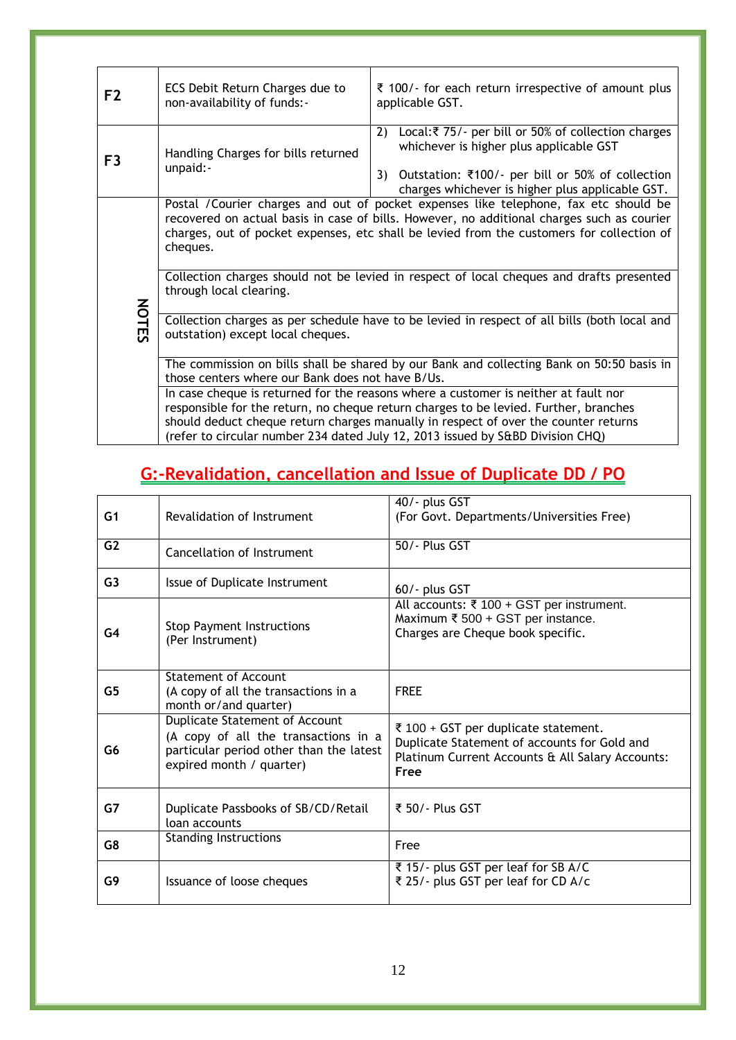| | | |
|---|---|---|
| **F2** | ECS Debit Return Charges due to non-availability of funds:- | ₹ 100/- for each return irrespective of amount plus applicable GST. |
| **F3** | Handling Charges for bills returned unpaid:- | 2) Local:₹ 75/- per bill or 50% of collection charges whichever is higher plus applicable GST<br>3) Outstation: ₹100/- per bill or 50% of collection charges whichever is higher plus applicable GST. |
| **NOTES** | Postal /Courier charges and out of pocket expenses like telephone, fax etc should be recovered on actual basis in case of bills. However, no additional charges such as courier charges, out of pocket expenses, etc shall be levied from the customers for collection of cheques. | |
| | Collection charges should not be levied in respect of local cheques and drafts presented through local clearing. | |
| | Collection charges as per schedule have to be levied in respect of all bills (both local and outstation) except local cheques. | |
| | The commission on bills shall be shared by our Bank and collecting Bank on 50:50 basis in those centers where our Bank does not have B/Us. | |
| | In case cheque is returned for the reasons where a customer is neither at fault nor responsible for the return, no cheque return charges to be levied. Further, branches should deduct cheque return charges manually in respect of over the counter returns (refer to circular number 234 dated July 12, 2013 issued by S&BD Division CHQ) | |

## G:-Revalidation, cancellation and Issue of Duplicate DD / PO

| | | |
|---|---|---|
| **G1** | Revalidation of Instrument | 40/- plus GST<br>(For Govt. Departments/Universities Free) |
| **G2** | Cancellation of Instrument | 50/- Plus GST |
| **G3** | Issue of Duplicate Instrument | 60/- plus GST |
| **G4** | Stop Payment Instructions<br>(Per Instrument) | All accounts: ₹ 100 + GST per instrument.<br>Maximum ₹ 500 + GST per instance.<br>Charges are Cheque book specific. |
| **G5** | Statement of Account<br>(A copy of all the transactions in a month or/and quarter) | FREE |
| **G6** | Duplicate Statement of Account<br>(A copy of all the transactions in a particular period other than the latest expired month / quarter) | ₹ 100 + GST per duplicate statement.<br>Duplicate Statement of accounts for Gold and Platinum Current Accounts & All Salary Accounts: **Free** |
| **G7** | Duplicate Passbooks of SB/CD/Retail loan accounts | ₹ 50/- Plus GST |
| **G8** | Standing Instructions | Free |
| **G9** | Issuance of loose cheques | ₹ 15/- plus GST per leaf for SB A/C<br>₹ 25/- plus GST per leaf for CD A/c |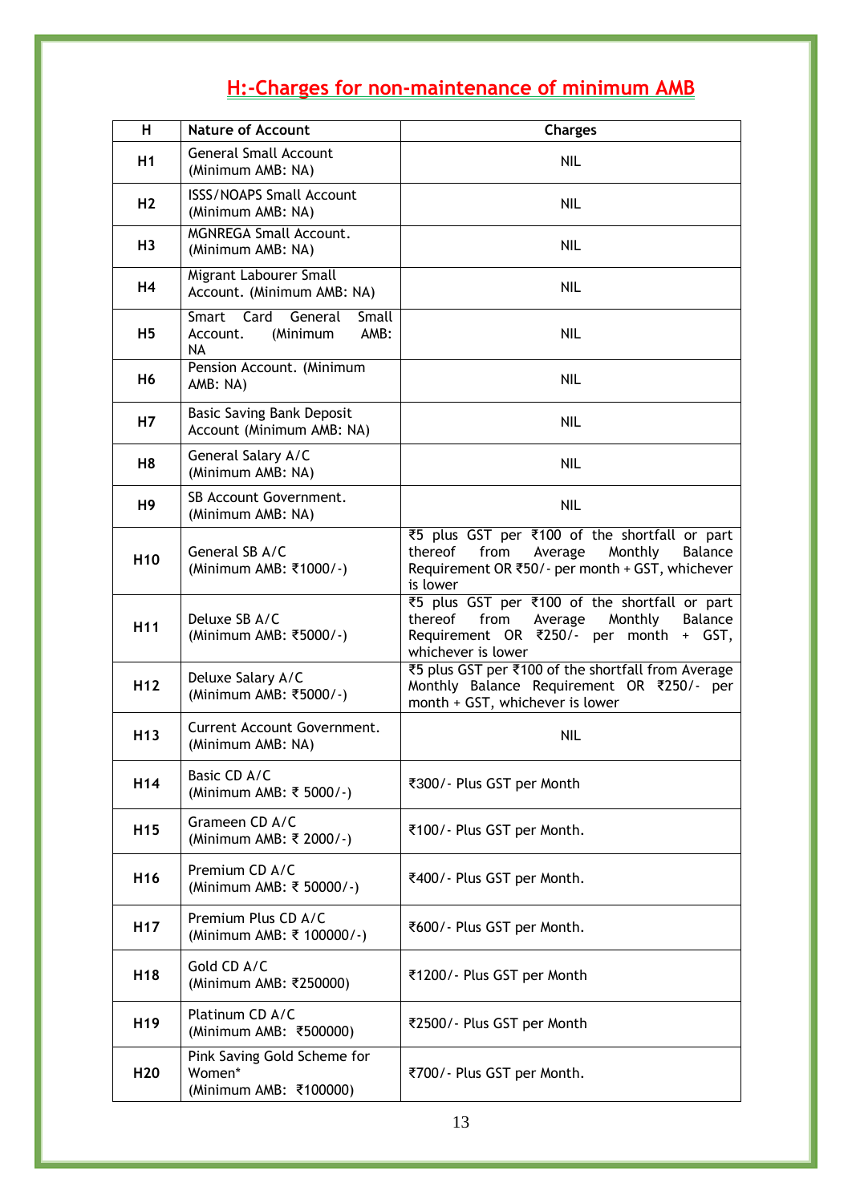## H:-Charges for non-maintenance of minimum AMB

| H | Nature of Account | Charges |
|---|---|---|
| H1 | General Small Account (Minimum AMB: NA) | NIL |
| H2 | ISSS/NOAPS Small Account (Minimum AMB: NA) | NIL |
| H3 | MGNREGA Small Account. (Minimum AMB: NA) | NIL |
| H4 | Migrant Labourer Small Account. (Minimum AMB: NA) | NIL |
| H5 | Smart Card General Small Account. (Minimum AMB: NA | NIL |
| H6 | Pension Account. (Minimum AMB: NA) | NIL |
| H7 | Basic Saving Bank Deposit Account (Minimum AMB: NA) | NIL |
| H8 | General Salary A/C (Minimum AMB: NA) | NIL |
| H9 | SB Account Government. (Minimum AMB: NA) | NIL |
| H10 | General SB A/C (Minimum AMB: ₹1000/-) | ₹5 plus GST per ₹100 of the shortfall or part thereof from Average Monthly Balance Requirement OR ₹50/- per month + GST, whichever is lower |
| H11 | Deluxe SB A/C (Minimum AMB: ₹5000/-) | ₹5 plus GST per ₹100 of the shortfall or part thereof from Average Monthly Balance Requirement OR ₹250/- per month + GST, whichever is lower |
| H12 | Deluxe Salary A/C (Minimum AMB: ₹5000/-) | ₹5 plus GST per ₹100 of the shortfall from Average Monthly Balance Requirement OR ₹250/- per month + GST, whichever is lower |
| H13 | Current Account Government. (Minimum AMB: NA) | NIL |
| H14 | Basic CD A/C (Minimum AMB: ₹ 5000/-) | ₹300/- Plus GST per Month |
| H15 | Grameen CD A/C (Minimum AMB: ₹ 2000/-) | ₹100/- Plus GST per Month. |
| H16 | Premium CD A/C (Minimum AMB: ₹ 50000/-) | ₹400/- Plus GST per Month. |
| H17 | Premium Plus CD A/C (Minimum AMB: ₹ 100000/-) | ₹600/- Plus GST per Month. |
| H18 | Gold CD A/C (Minimum AMB: ₹250000) | ₹1200/- Plus GST per Month |
| H19 | Platinum CD A/C (Minimum AMB: ₹500000) | ₹2500/- Plus GST per Month |
| H20 | Pink Saving Gold Scheme for Women* (Minimum AMB: ₹100000) | ₹700/- Plus GST per Month. |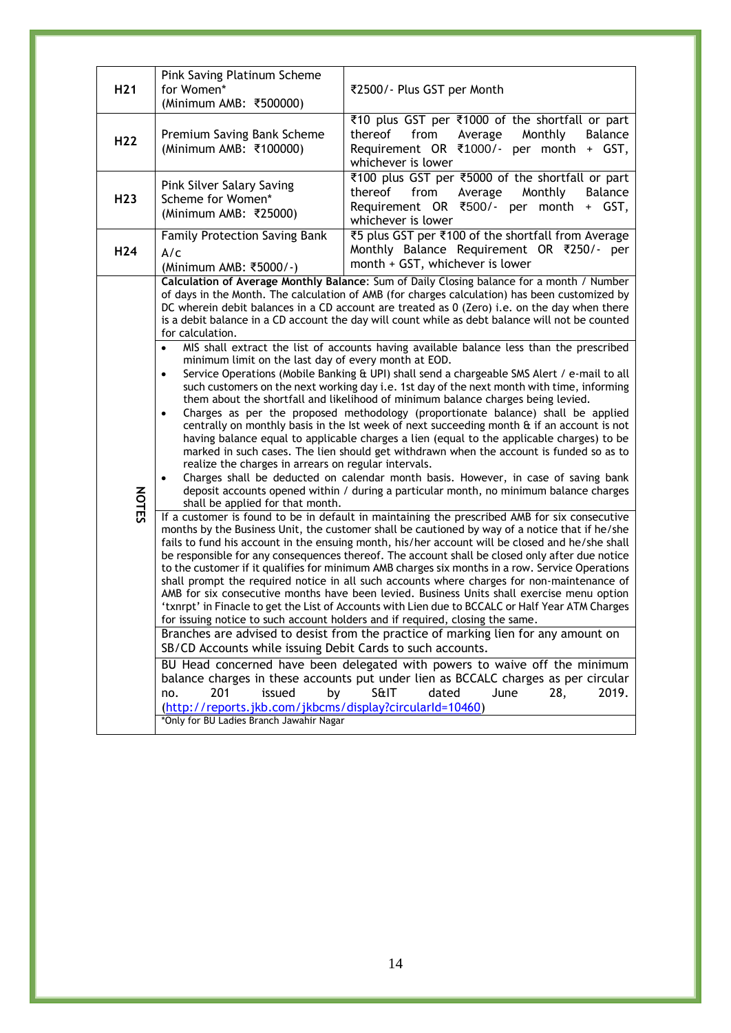| | | |
|---|---|---|
| H21 | Pink Saving Platinum Scheme for Women* (Minimum AMB: ₹500000) | ₹2500/- Plus GST per Month |
| H22 | Premium Saving Bank Scheme (Minimum AMB: ₹100000) | ₹10 plus GST per ₹1000 of the shortfall or part thereof from Average Monthly Balance Requirement OR ₹1000/- per month + GST, whichever is lower |
| H23 | Pink Silver Salary Saving Scheme for Women* (Minimum AMB: ₹25000) | ₹100 plus GST per ₹5000 of the shortfall or part thereof from Average Monthly Balance Requirement OR ₹500/- per month + GST, whichever is lower |
| H24 | Family Protection Saving Bank A/c (Minimum AMB: ₹5000/-) | ₹5 plus GST per ₹100 of the shortfall from Average Monthly Balance Requirement OR ₹250/- per month + GST, whichever is lower |

**NOTES**

**Calculation of Average Monthly Balance**: Sum of Daily Closing balance for a month / Number of days in the Month. The calculation of AMB (for charges calculation) has been customized by DC wherein debit balances in a CD account are treated as 0 (Zero) i.e. on the day when there is a debit balance in a CD account the day will count while as debt balance will not be counted for calculation.

- MIS shall extract the list of accounts having available balance less than the prescribed minimum limit on the last day of every month at EOD.
- Service Operations (Mobile Banking & UPI) shall send a chargeable SMS Alert / e-mail to all such customers on the next working day i.e. 1st day of the next month with time, informing them about the shortfall and likelihood of minimum balance charges being levied.
- Charges as per the proposed methodology (proportionate balance) shall be applied centrally on monthly basis in the Ist week of next succeeding month & if an account is not having balance equal to applicable charges a lien (equal to the applicable charges) to be marked in such cases. The lien should get withdrawn when the account is funded so as to realize the charges in arrears on regular intervals.
- Charges shall be deducted on calendar month basis. However, in case of saving bank deposit accounts opened within / during a particular month, no minimum balance charges shall be applied for that month.

If a customer is found to be in default in maintaining the prescribed AMB for six consecutive months by the Business Unit, the customer shall be cautioned by way of a notice that if he/she fails to fund his account in the ensuing month, his/her account will be closed and he/she shall be responsible for any consequences thereof. The account shall be closed only after due notice to the customer if it qualifies for minimum AMB charges six months in a row. Service Operations shall prompt the required notice in all such accounts where charges for non-maintenance of AMB for six consecutive months have been levied. Business Units shall exercise menu option 'txnrpt' in Finacle to get the List of Accounts with Lien due to BCCALC or Half Year ATM Charges for issuing notice to such account holders and if required, closing the same.

Branches are advised to desist from the practice of marking lien for any amount on SB/CD Accounts while issuing Debit Cards to such accounts.

BU Head concerned have been delegated with powers to waive off the minimum balance charges in these accounts put under lien as BCCALC charges as per circular no. 201 issued by S&IT dated June 28, 2019. (http://reports.jkb.com/jkbcms/display?circularId=10460)

*Only for BU Ladies Branch Jawahir Nagar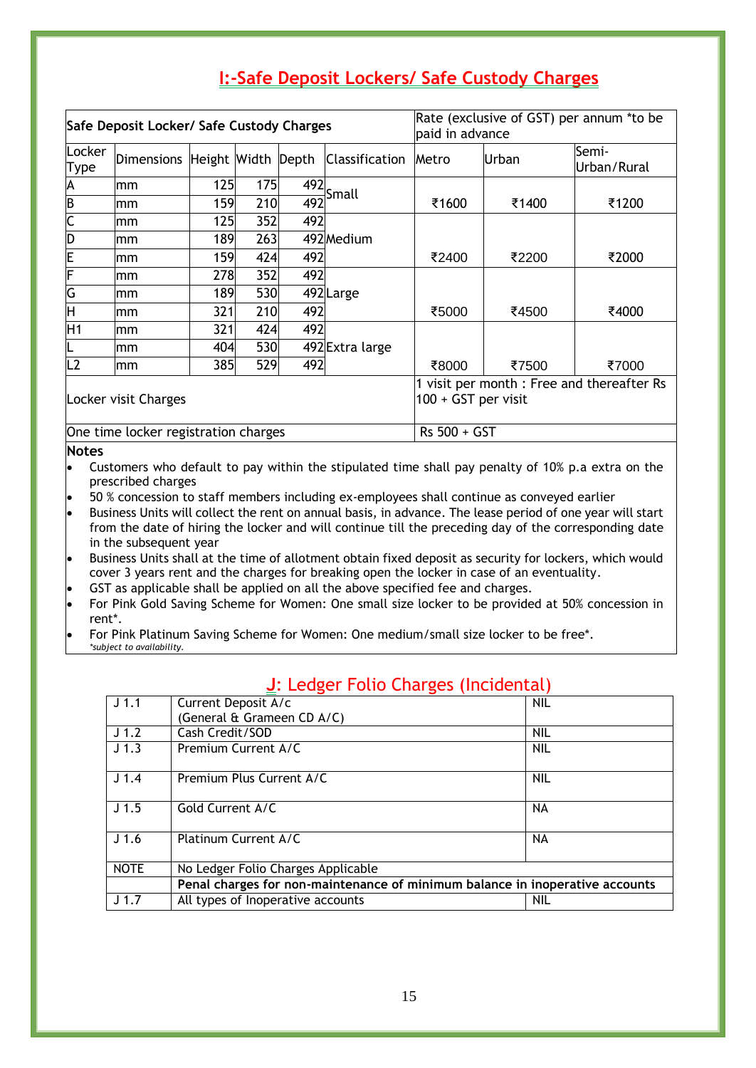## I:-Safe Deposit Lockers/ Safe Custody Charges

| Safe Deposit Locker/ Safe Custody Charges | | | | | | Rate (exclusive of GST) per annum *to be paid in advance | | |
|---|---|---|---|---|---|---|---|---|
| Locker Type | Dimensions | Height | Width | Depth | Classification | Metro | Urban | Semi-Urban/Rural |
| A | mm | 125 | 175 | 492 | Small | ₹1600 | ₹1400 | ₹1200 |
| B | mm | 159 | 210 | 492 | | | | |
| C | mm | 125 | 352 | 492 | Medium | ₹2400 | ₹2200 | ₹2000 |
| D | mm | 189 | 263 | 492 | | | | |
| E | mm | 159 | 424 | 492 | | | | |
| F | mm | 278 | 352 | 492 | Large | ₹5000 | ₹4500 | ₹4000 |
| G | mm | 189 | 530 | 492 | | | | |
| H | mm | 321 | 210 | 492 | | | | |
| H1 | mm | 321 | 424 | 492 | Extra large | ₹8000 | ₹7500 | ₹7000 |
| L | mm | 404 | 530 | 492 | | | | |
| L2 | mm | 385 | 529 | 492 | | | | |
| Locker visit Charges | | | | | | 1 visit per month : Free and thereafter Rs 100 + GST per visit | | |
| One time locker registration charges | | | | | | Rs 500 + GST | | |

**Notes**

- Customers who default to pay within the stipulated time shall pay penalty of 10% p.a extra on the prescribed charges
- 50 % concession to staff members including ex-employees shall continue as conveyed earlier
- Business Units will collect the rent on annual basis, in advance. The lease period of one year will start from the date of hiring the locker and will continue till the preceding day of the corresponding date in the subsequent year
- Business Units shall at the time of allotment obtain fixed deposit as security for lockers, which would cover 3 years rent and the charges for breaking open the locker in case of an eventuality.
- GST as applicable shall be applied on all the above specified fee and charges.
- For Pink Gold Saving Scheme for Women: One small size locker to be provided at 50% concession in rent*.
- For Pink Platinum Saving Scheme for Women: One medium/small size locker to be free*.

*\*subject to availability.*

## J: Ledger Folio Charges (Incidental)

| | | |
|---|---|---|
| J 1.1 | Current Deposit A/c (General & Grameen CD A/C) | NIL |
| J 1.2 | Cash Credit/SOD | NIL |
| J 1.3 | Premium Current A/C | NIL |
| J 1.4 | Premium Plus Current A/C | NIL |
| J 1.5 | Gold Current A/C | NA |
| J 1.6 | Platinum Current A/C | NA |
| NOTE | No Ledger Folio Charges Applicable | |
| | **Penal charges for non-maintenance of minimum balance in inoperative accounts** | |
| J 1.7 | All types of Inoperative accounts | NIL |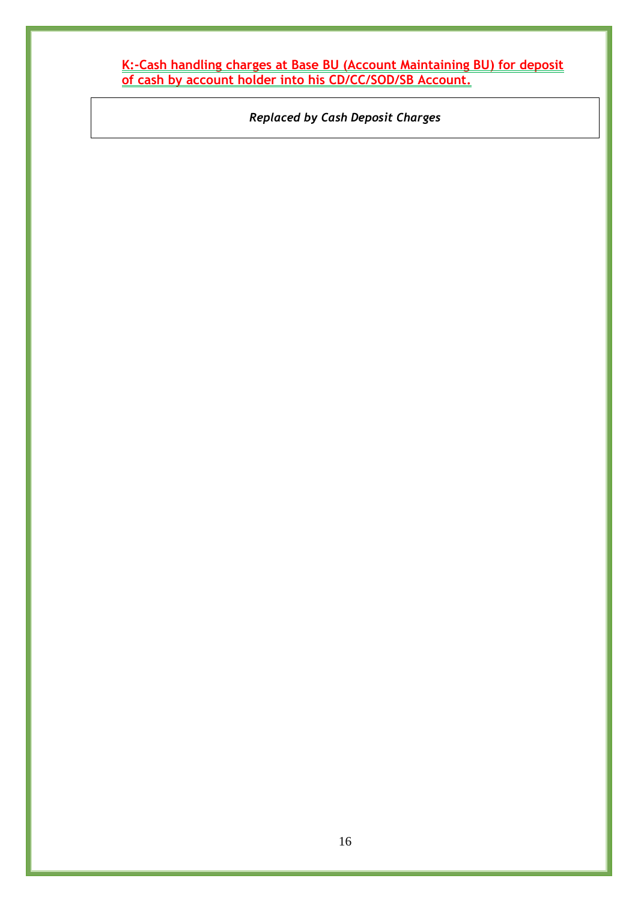**K:-Cash handling charges at Base BU (Account Maintaining BU) for deposit of cash by account holder into his CD/CC/SOD/SB Account.**

| *Replaced by Cash Deposit Charges* |
|---|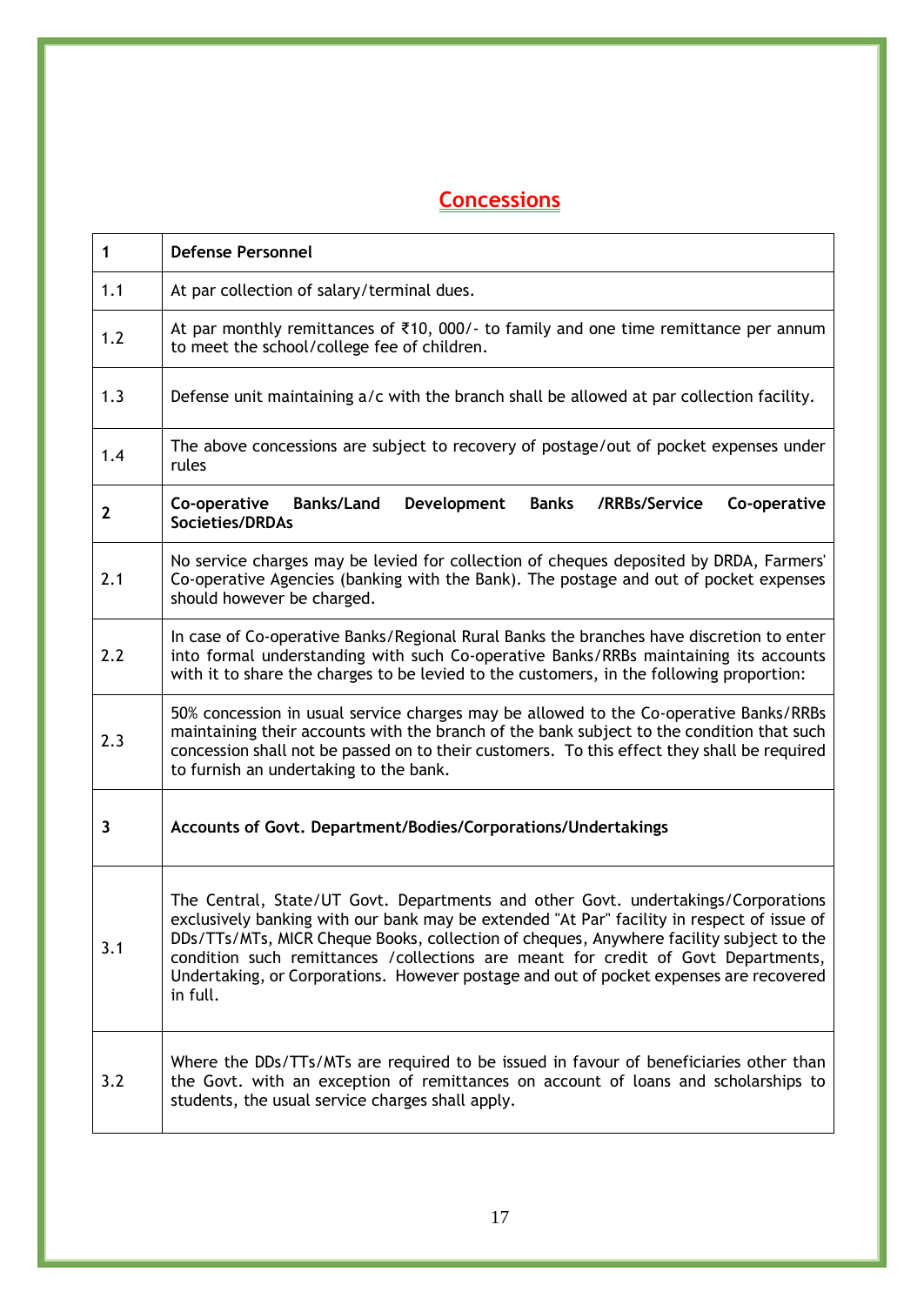# Concessions

| 1 | **Defense Personnel** |
|---|---|
| 1.1 | At par collection of salary/terminal dues. |
| 1.2 | At par monthly remittances of ₹10, 000/- to family and one time remittance per annum to meet the school/college fee of children. |
| 1.3 | Defense unit maintaining a/c with the branch shall be allowed at par collection facility. |
| 1.4 | The above concessions are subject to recovery of postage/out of pocket expenses under rules |
| **2** | **Co-operative Banks/Land Development Banks /RRBs/Service Co-operative Societies/DRDAs** |
| 2.1 | No service charges may be levied for collection of cheques deposited by DRDA, Farmers' Co-operative Agencies (banking with the Bank). The postage and out of pocket expenses should however be charged. |
| 2.2 | In case of Co-operative Banks/Regional Rural Banks the branches have discretion to enter into formal understanding with such Co-operative Banks/RRBs maintaining its accounts with it to share the charges to be levied to the customers, in the following proportion: |
| 2.3 | 50% concession in usual service charges may be allowed to the Co-operative Banks/RRBs maintaining their accounts with the branch of the bank subject to the condition that such concession shall not be passed on to their customers. To this effect they shall be required to furnish an undertaking to the bank. |
| **3** | **Accounts of Govt. Department/Bodies/Corporations/Undertakings** |
| 3.1 | The Central, State/UT Govt. Departments and other Govt. undertakings/Corporations exclusively banking with our bank may be extended "At Par" facility in respect of issue of DDs/TTs/MTs, MICR Cheque Books, collection of cheques, Anywhere facility subject to the condition such remittances /collections are meant for credit of Govt Departments, Undertaking, or Corporations. However postage and out of pocket expenses are recovered in full. |
| 3.2 | Where the DDs/TTs/MTs are required to be issued in favour of beneficiaries other than the Govt. with an exception of remittances on account of loans and scholarships to students, the usual service charges shall apply. |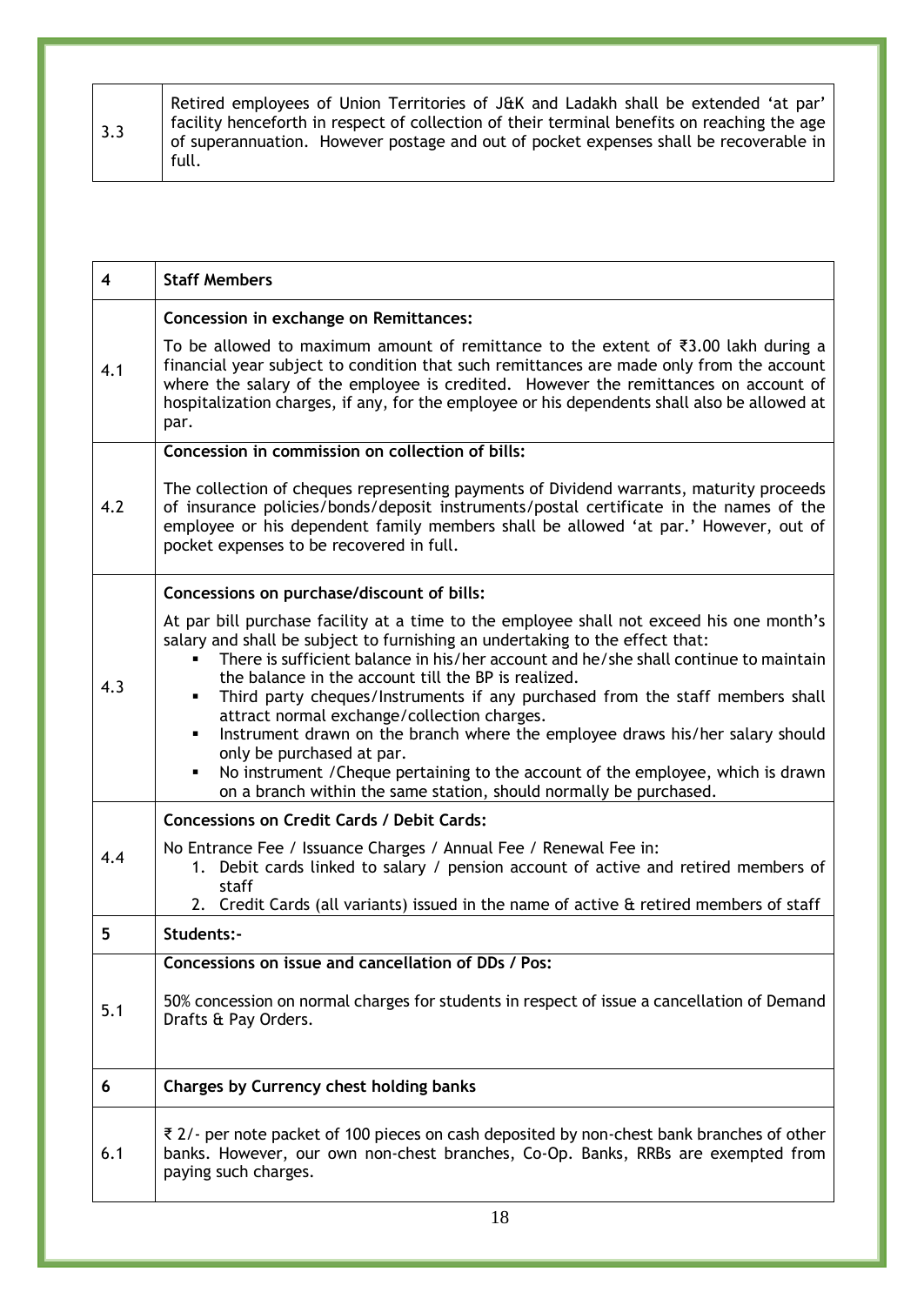| | |
|---|---|
| 3.3 | Retired employees of Union Territories of J&K and Ladakh shall be extended 'at par' facility henceforth in respect of collection of their terminal benefits on reaching the age of superannuation. However postage and out of pocket expenses shall be recoverable in full. |

| **4** | **Staff Members** |
|---|---|
| 4.1 | **Concession in exchange on Remittances:**<br><br>To be allowed to maximum amount of remittance to the extent of ₹3.00 lakh during a financial year subject to condition that such remittances are made only from the account where the salary of the employee is credited. However the remittances on account of hospitalization charges, if any, for the employee or his dependents shall also be allowed at par. |
| 4.2 | **Concession in commission on collection of bills:**<br><br>The collection of cheques representing payments of Dividend warrants, maturity proceeds of insurance policies/bonds/deposit instruments/postal certificate in the names of the employee or his dependent family members shall be allowed 'at par.' However, out of pocket expenses to be recovered in full. |
| 4.3 | **Concessions on purchase/discount of bills:**<br><br>At par bill purchase facility at a time to the employee shall not exceed his one month's salary and shall be subject to furnishing an undertaking to the effect that:<br>▪ There is sufficient balance in his/her account and he/she shall continue to maintain the balance in the account till the BP is realized.<br>▪ Third party cheques/Instruments if any purchased from the staff members shall attract normal exchange/collection charges.<br>▪ Instrument drawn on the branch where the employee draws his/her salary should only be purchased at par.<br>▪ No instrument /Cheque pertaining to the account of the employee, which is drawn on a branch within the same station, should normally be purchased. |
| 4.4 | **Concessions on Credit Cards / Debit Cards:**<br><br>No Entrance Fee / Issuance Charges / Annual Fee / Renewal Fee in:<br>1. Debit cards linked to salary / pension account of active and retired members of staff<br>2. Credit Cards (all variants) issued in the name of active & retired members of staff |
| **5** | **Students:-** |
| 5.1 | **Concessions on issue and cancellation of DDs / Pos:**<br><br>50% concession on normal charges for students in respect of issue a cancellation of Demand Drafts & Pay Orders. |
| **6** | **Charges by Currency chest holding banks** |
| 6.1 | ₹ 2/- per note packet of 100 pieces on cash deposited by non-chest bank branches of other banks. However, our own non-chest branches, Co-Op. Banks, RRBs are exempted from paying such charges. |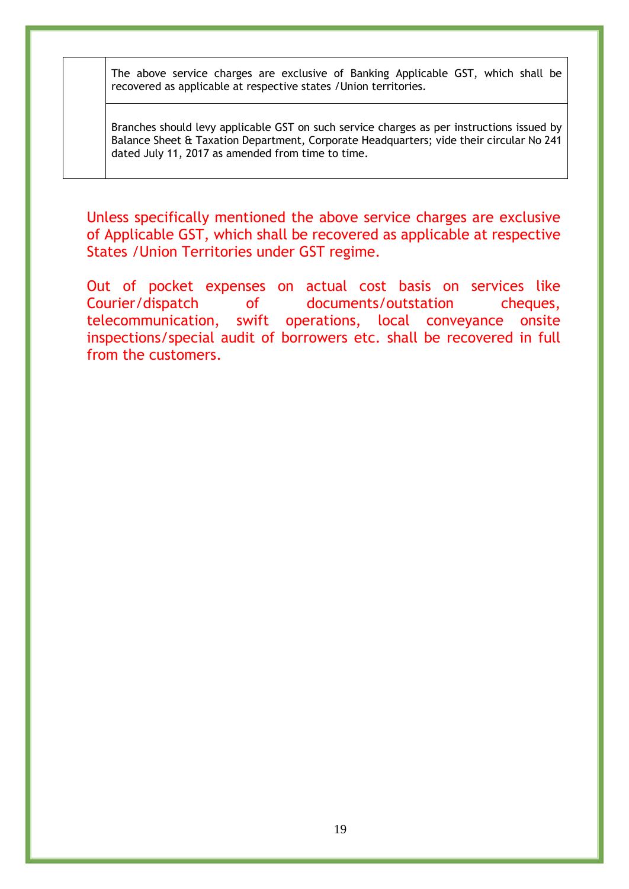| | |
|---|---|
| | The above service charges are exclusive of Banking Applicable GST, which shall be recovered as applicable at respective states /Union territories. |
| | Branches should levy applicable GST on such service charges as per instructions issued by Balance Sheet & Taxation Department, Corporate Headquarters; vide their circular No 241 dated July 11, 2017 as amended from time to time. |

Unless specifically mentioned the above service charges are exclusive of Applicable GST, which shall be recovered as applicable at respective States /Union Territories under GST regime.

Out of pocket expenses on actual cost basis on services like Courier/dispatch of documents/outstation cheques, telecommunication, swift operations, local conveyance onsite inspections/special audit of borrowers etc. shall be recovered in full from the customers.